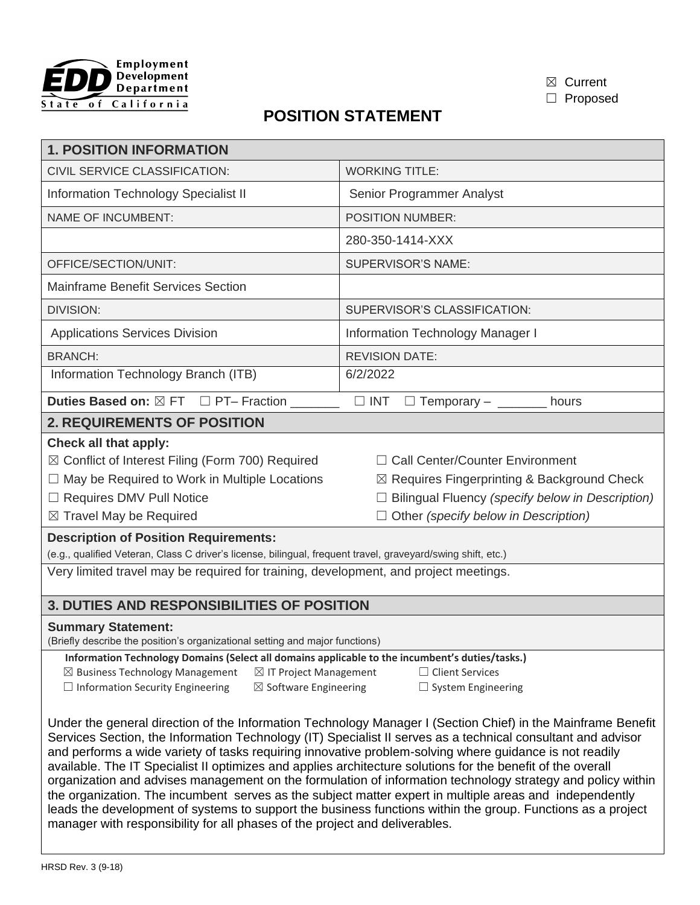Employment Development Department
State of California

☒ Current
☐ Proposed

# POSITION STATEMENT

| 1. POSITION INFORMATION | |
|---|---|
| CIVIL SERVICE CLASSIFICATION: | WORKING TITLE: |
| Information Technology Specialist II | Senior Programmer Analyst |
| NAME OF INCUMBENT: | POSITION NUMBER: |
| | 280-350-1414-XXX |
| OFFICE/SECTION/UNIT: | SUPERVISOR'S NAME: |
| Mainframe Benefit Services Section | |
| DIVISION: | SUPERVISOR'S CLASSIFICATION: |
| Applications Services Division | Information Technology Manager I |
| BRANCH: | REVISION DATE: |
| Information Technology Branch (ITB) | 6/2/2022 |

**Duties Based on:** ☒ FT ☐ PT– Fraction _______ ☐ INT ☐ Temporary – _______ hours

## 2. REQUIREMENTS OF POSITION

**Check all that apply:**

- ☒ Conflict of Interest Filing (Form 700) Required
- ☐ May be Required to Work in Multiple Locations
- ☐ Requires DMV Pull Notice
- ☒ Travel May be Required
- ☐ Call Center/Counter Environment
- ☒ Requires Fingerprinting & Background Check
- ☐ Bilingual Fluency *(specify below in Description)*
- ☐ Other *(specify below in Description)*

**Description of Position Requirements:**
(e.g., qualified Veteran, Class C driver's license, bilingual, frequent travel, graveyard/swing shift, etc.)

Very limited travel may be required for training, development, and project meetings.

## 3. DUTIES AND RESPONSIBILITIES OF POSITION

**Summary Statement:**
(Briefly describe the position's organizational setting and major functions)

**Information Technology Domains (Select all domains applicable to the incumbent's duties/tasks.)**

- ☒ Business Technology Management
- ☒ IT Project Management
- ☐ Client Services
- ☐ Information Security Engineering
- ☒ Software Engineering
- ☐ System Engineering

Under the general direction of the Information Technology Manager I (Section Chief) in the Mainframe Benefit Services Section, the Information Technology (IT) Specialist II serves as a technical consultant and advisor and performs a wide variety of tasks requiring innovative problem-solving where guidance is not readily available. The IT Specialist II optimizes and applies architecture solutions for the benefit of the overall organization and advises management on the formulation of information technology strategy and policy within the organization. The incumbent serves as the subject matter expert in multiple areas and independently leads the development of systems to support the business functions within the group. Functions as a project manager with responsibility for all phases of the project and deliverables.

HRSD Rev. 3 (9-18)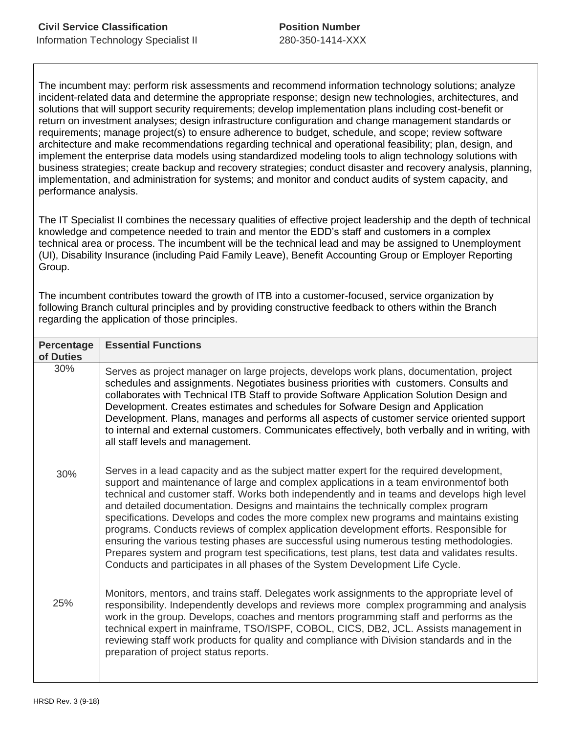| **Civil Service Classification** | **Position Number** |
|---|---|
| Information Technology Specialist II | 280-350-1414-XXX |

The incumbent may: perform risk assessments and recommend information technology solutions; analyze incident-related data and determine the appropriate response; design new technologies, architectures, and solutions that will support security requirements; develop implementation plans including cost-benefit or return on investment analyses; design infrastructure configuration and change management standards or requirements; manage project(s) to ensure adherence to budget, schedule, and scope; review software architecture and make recommendations regarding technical and operational feasibility; plan, design, and implement the enterprise data models using standardized modeling tools to align technology solutions with business strategies; create backup and recovery strategies; conduct disaster and recovery analysis, planning, implementation, and administration for systems; and monitor and conduct audits of system capacity, and performance analysis.

The IT Specialist II combines the necessary qualities of effective project leadership and the depth of technical knowledge and competence needed to train and mentor the EDD's staff and customers in a complex technical area or process. The incumbent will be the technical lead and may be assigned to Unemployment (UI), Disability Insurance (including Paid Family Leave), Benefit Accounting Group or Employer Reporting Group.

The incumbent contributes toward the growth of ITB into a customer-focused, service organization by following Branch cultural principles and by providing constructive feedback to others within the Branch regarding the application of those principles.

| Percentage of Duties | Essential Functions |
|---|---|
| 30% | Serves as project manager on large projects, develops work plans, documentation, project schedules and assignments. Negotiates business priorities with customers. Consults and collaborates with Technical ITB Staff to provide Software Application Solution Design and Development. Creates estimates and schedules for Sofware Design and Application Development. Plans, manages and performs all aspects of customer service oriented support to internal and external customers. Communicates effectively, both verbally and in writing, with all staff levels and management. |
| 30% | Serves in a lead capacity and as the subject matter expert for the required development, support and maintenance of large and complex applications in a team environmentof both technical and customer staff. Works both independently and in teams and develops high level and detailed documentation. Designs and maintains the technically complex program specifications. Develops and codes the more complex new programs and maintains existing programs. Conducts reviews of complex application development efforts. Responsible for ensuring the various testing phases are successful using numerous testing methodologies. Prepares system and program test specifications, test plans, test data and validates results. Conducts and participates in all phases of the System Development Life Cycle. |
| 25% | Monitors, mentors, and trains staff. Delegates work assignments to the appropriate level of responsibility. Independently develops and reviews more complex programming and analysis work in the group. Develops, coaches and mentors programming staff and performs as the technical expert in mainframe, TSO/ISPF, COBOL, CICS, DB2, JCL. Assists management in reviewing staff work products for quality and compliance with Division standards and in the preparation of project status reports. |

HRSD Rev. 3 (9-18)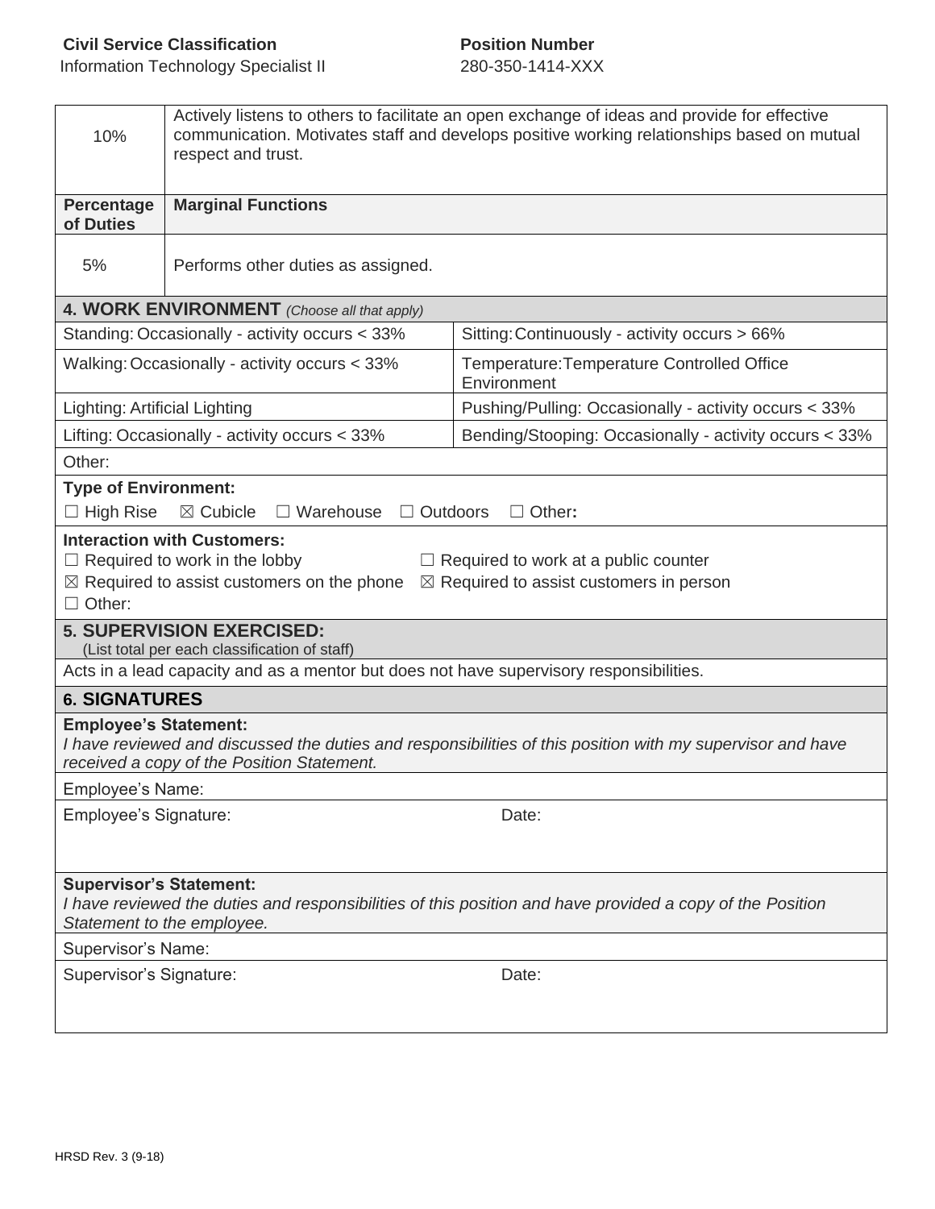**Civil Service Classification**
Information Technology Specialist II

**Position Number**
280-350-1414-XXX

| | |
|---|---|
| 10% | Actively listens to others to facilitate an open exchange of ideas and provide for effective communication. Motivates staff and develops positive working relationships based on mutual respect and trust. |
| **Percentage of Duties** | **Marginal Functions** |
| 5% | Performs other duties as assigned. |

## 4. WORK ENVIRONMENT *(Choose all that apply)*

| | |
|---|---|
| Standing: Occasionally - activity occurs < 33% | Sitting: Continuously - activity occurs > 66% |
| Walking: Occasionally - activity occurs < 33% | Temperature: Temperature Controlled Office Environment |
| Lighting: Artificial Lighting | Pushing/Pulling: Occasionally - activity occurs < 33% |
| Lifting: Occasionally - activity occurs < 33% | Bending/Stooping: Occasionally - activity occurs < 33% |
| Other: | |

**Type of Environment:**

☐ High Rise ☒ Cubicle ☐ Warehouse ☐ Outdoors ☐ Other**:**

**Interaction with Customers:**

☐ Required to work in the lobby ☐ Required to work at a public counter
☒ Required to assist customers on the phone ☒ Required to assist customers in person
☐ Other:

## 5. SUPERVISION EXERCISED:

(List total per each classification of staff)

Acts in a lead capacity and as a mentor but does not have supervisory responsibilities.

## 6. SIGNATURES

**Employee's Statement:**
*I have reviewed and discussed the duties and responsibilities of this position with my supervisor and have received a copy of the Position Statement.*

Employee's Name:

Employee's Signature: Date:

**Supervisor's Statement:**
*I have reviewed the duties and responsibilities of this position and have provided a copy of the Position Statement to the employee.*

Supervisor's Name:

Supervisor's Signature: Date:

HRSD Rev. 3 (9-18)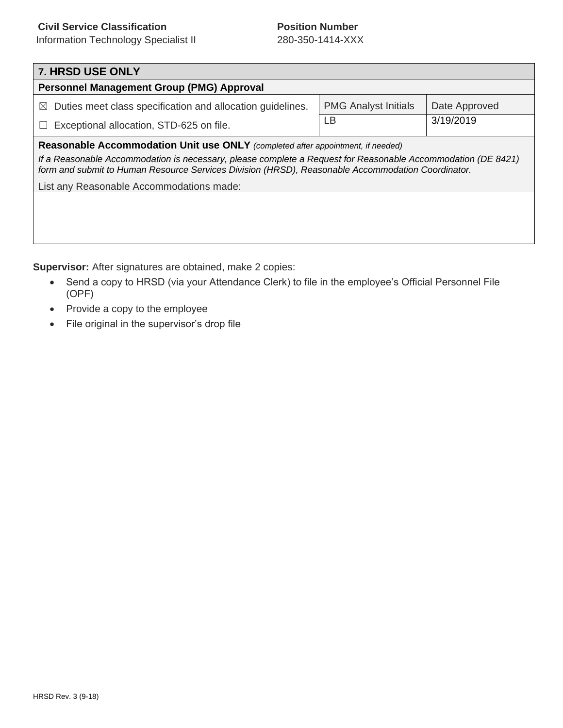| Civil Service Classification | Position Number |
| --- | --- |
| Information Technology Specialist II | 280-350-1414-XXX |

## 7. HRSD USE ONLY

**Personnel Management Group (PMG) Approval**

| | PMG Analyst Initials | Date Approved |
| --- | --- | --- |
| ☒ Duties meet class specification and allocation guidelines. ☐ Exceptional allocation, STD-625 on file. | LB | 3/19/2019 |

**Reasonable Accommodation Unit use ONLY** *(completed after appointment, if needed)*

*If a Reasonable Accommodation is necessary, please complete a Request for Reasonable Accommodation (DE 8421) form and submit to Human Resource Services Division (HRSD), Reasonable Accommodation Coordinator.*

List any Reasonable Accommodations made:

**Supervisor:** After signatures are obtained, make 2 copies:

- Send a copy to HRSD (via your Attendance Clerk) to file in the employee's Official Personnel File (OPF)
- Provide a copy to the employee
- File original in the supervisor's drop file

HRSD Rev. 3 (9-18)